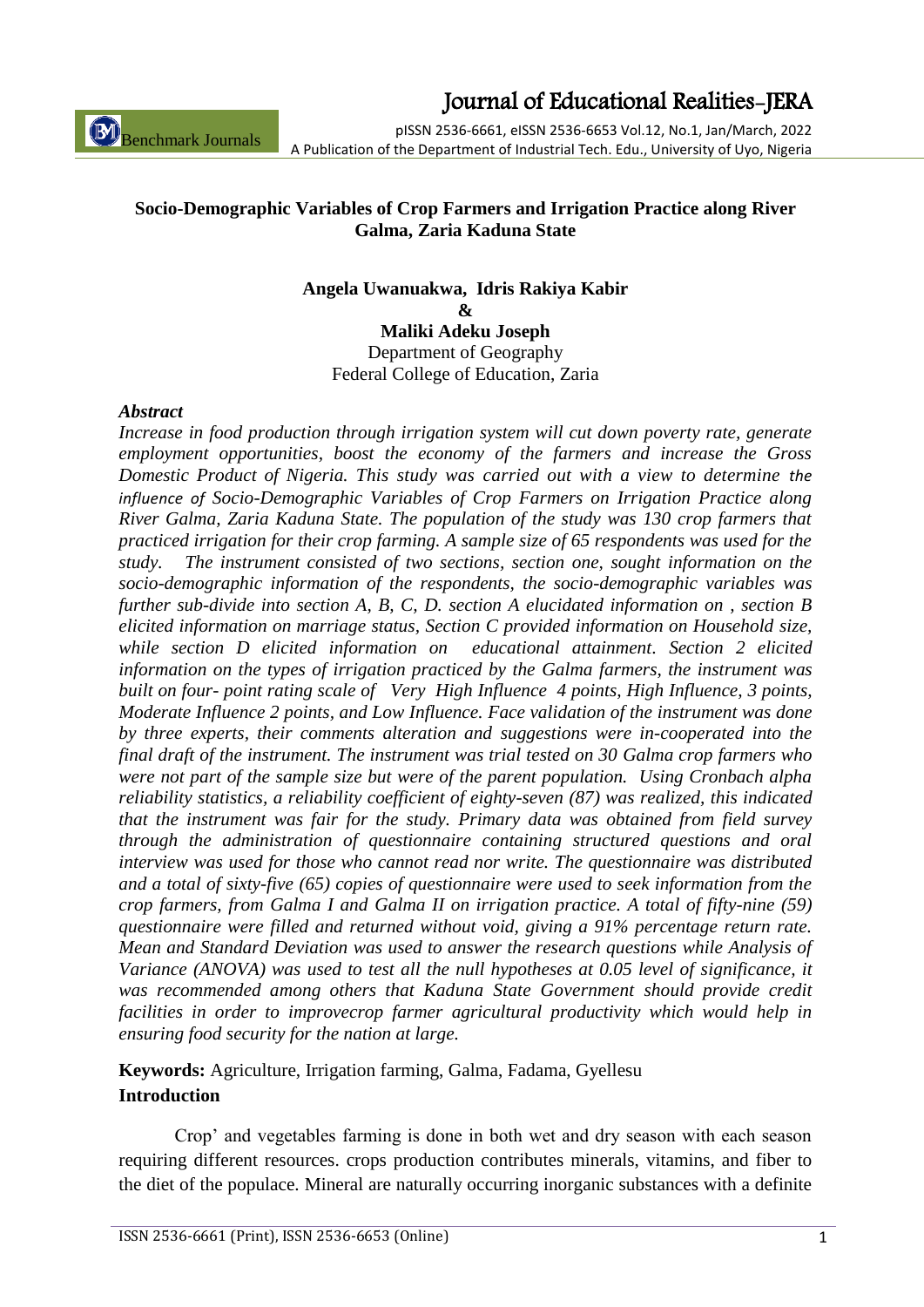# Socio-Demographic Variables of Crop Farmers and Irrigation Practice along River Galma, Zaria Kaduna State

**Angela Uwanuakwa, Idris Rakiya Kabir**
**&**
**Maliki Adeku Joseph**
Department of Geography
Federal College of Education, Zaria

### *Abstract*

*Increase in food production through irrigation system will cut down poverty rate, generate employment opportunities, boost the economy of the farmers and increase the Gross Domestic Product of Nigeria. This study was carried out with a view to determine the influence of Socio-Demographic Variables of Crop Farmers on Irrigation Practice along River Galma, Zaria Kaduna State. The population of the study was 130 crop farmers that practiced irrigation for their crop farming. A sample size of 65 respondents was used for the study. The instrument consisted of two sections, section one, sought information on the socio-demographic information of the respondents, the socio-demographic variables was further sub-divide into section A, B, C, D. section A elucidated information on , section B elicited information on marriage status, Section C provided information on Household size, while section D elicited information on educational attainment. Section 2 elicited information on the types of irrigation practiced by the Galma farmers, the instrument was built on four- point rating scale of Very High Influence 4 points, High Influence, 3 points, Moderate Influence 2 points, and Low Influence. Face validation of the instrument was done by three experts, their comments alteration and suggestions were in-cooperated into the final draft of the instrument. The instrument was trial tested on 30 Galma crop farmers who were not part of the sample size but were of the parent population. Using Cronbach alpha reliability statistics, a reliability coefficient of eighty-seven (87) was realized, this indicated that the instrument was fair for the study. Primary data was obtained from field survey through the administration of questionnaire containing structured questions and oral interview was used for those who cannot read nor write. The questionnaire was distributed and a total of sixty-five (65) copies of questionnaire were used to seek information from the crop farmers, from Galma I and Galma II on irrigation practice. A total of fifty-nine (59) questionnaire were filled and returned without void, giving a 91% percentage return rate. Mean and Standard Deviation was used to answer the research questions while Analysis of Variance (ANOVA) was used to test all the null hypotheses at 0.05 level of significance, it was recommended among others that Kaduna State Government should provide credit facilities in order to improvecrop farmer agricultural productivity which would help in ensuring food security for the nation at large.*

**Keywords:** Agriculture, Irrigation farming, Galma, Fadama, Gyellesu

## Introduction

Crop' and vegetables farming is done in both wet and dry season with each season requiring different resources. crops production contributes minerals, vitamins, and fiber to the diet of the populace. Mineral are naturally occurring inorganic substances with a definite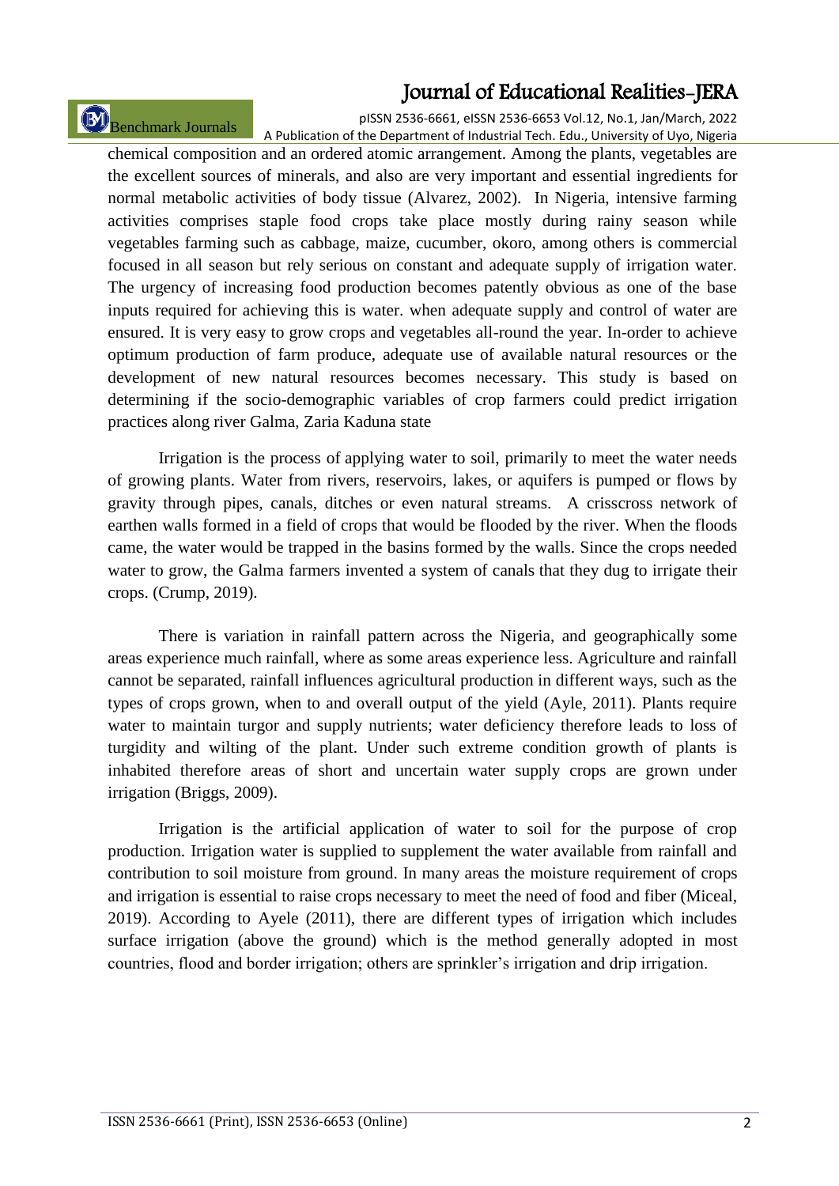chemical composition and an ordered atomic arrangement. Among the plants, vegetables are the excellent sources of minerals, and also are very important and essential ingredients for normal metabolic activities of body tissue (Alvarez, 2002). In Nigeria, intensive farming activities comprises staple food crops take place mostly during rainy season while vegetables farming such as cabbage, maize, cucumber, okoro, among others is commercial focused in all season but rely serious on constant and adequate supply of irrigation water. The urgency of increasing food production becomes patently obvious as one of the base inputs required for achieving this is water. when adequate supply and control of water are ensured. It is very easy to grow crops and vegetables all-round the year. In-order to achieve optimum production of farm produce, adequate use of available natural resources or the development of new natural resources becomes necessary. This study is based on determining if the socio-demographic variables of crop farmers could predict irrigation practices along river Galma, Zaria Kaduna state

Irrigation is the process of applying water to soil, primarily to meet the water needs of growing plants. Water from rivers, reservoirs, lakes, or aquifers is pumped or flows by gravity through pipes, canals, ditches or even natural streams. A crisscross network of earthen walls formed in a field of crops that would be flooded by the river. When the floods came, the water would be trapped in the basins formed by the walls. Since the crops needed water to grow, the Galma farmers invented a system of canals that they dug to irrigate their crops. (Crump, 2019).

There is variation in rainfall pattern across the Nigeria, and geographically some areas experience much rainfall, where as some areas experience less. Agriculture and rainfall cannot be separated, rainfall influences agricultural production in different ways, such as the types of crops grown, when to and overall output of the yield (Ayle, 2011). Plants require water to maintain turgor and supply nutrients; water deficiency therefore leads to loss of turgidity and wilting of the plant. Under such extreme condition growth of plants is inhabited therefore areas of short and uncertain water supply crops are grown under irrigation (Briggs, 2009).

Irrigation is the artificial application of water to soil for the purpose of crop production. Irrigation water is supplied to supplement the water available from rainfall and contribution to soil moisture from ground. In many areas the moisture requirement of crops and irrigation is essential to raise crops necessary to meet the need of food and fiber (Miceal, 2019). According to Ayele (2011), there are different types of irrigation which includes surface irrigation (above the ground) which is the method generally adopted in most countries, flood and border irrigation; others are sprinkler's irrigation and drip irrigation.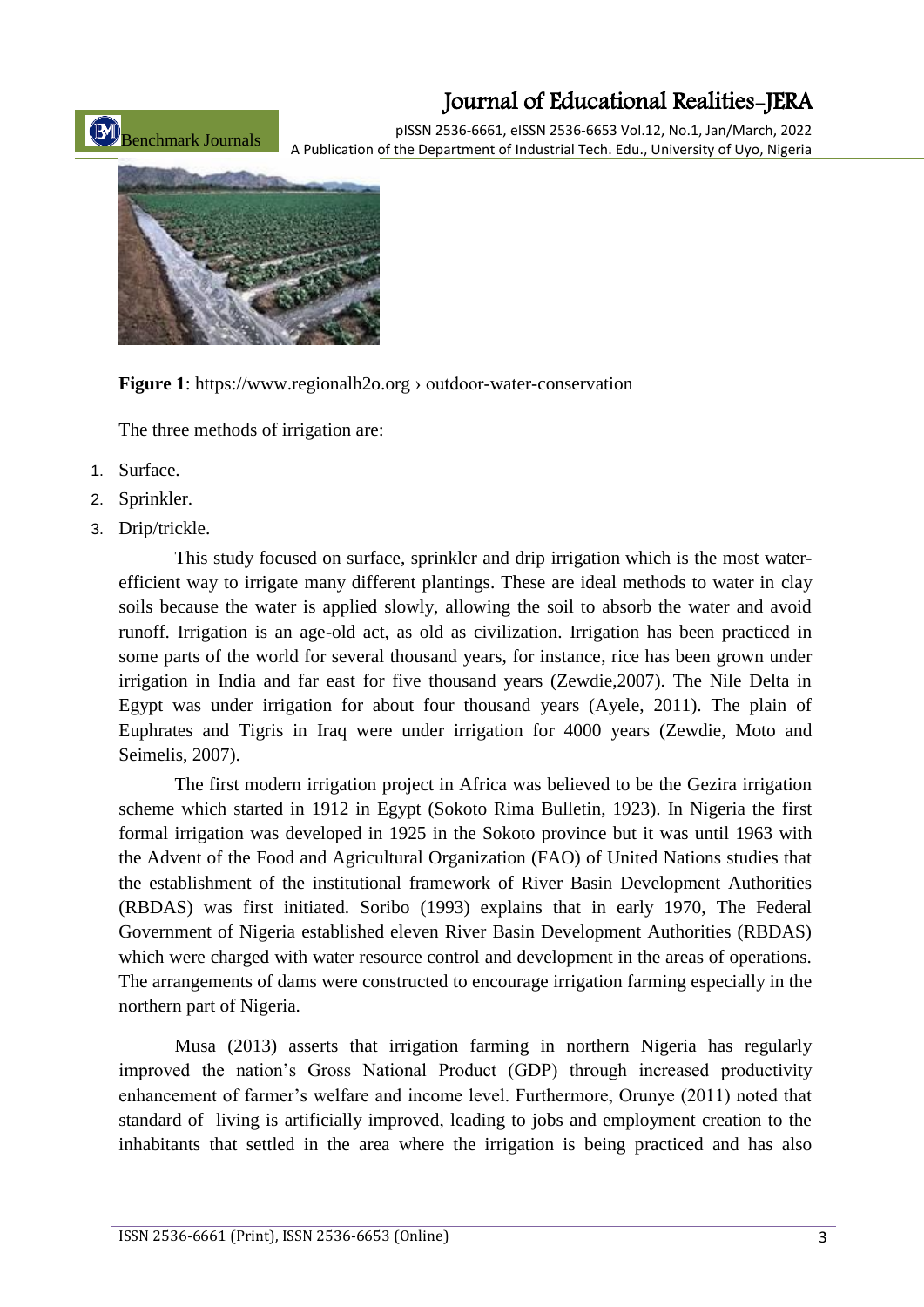**Figure 1**: https://www.regionalh2o.org › outdoor-water-conservation

The three methods of irrigation are:

1. Surface.
2. Sprinkler.
3. Drip/trickle.

This study focused on surface, sprinkler and drip irrigation which is the most water-efficient way to irrigate many different plantings. These are ideal methods to water in clay soils because the water is applied slowly, allowing the soil to absorb the water and avoid runoff. Irrigation is an age-old act, as old as civilization. Irrigation has been practiced in some parts of the world for several thousand years, for instance, rice has been grown under irrigation in India and far east for five thousand years (Zewdie,2007). The Nile Delta in Egypt was under irrigation for about four thousand years (Ayele, 2011). The plain of Euphrates and Tigris in Iraq were under irrigation for 4000 years (Zewdie, Moto and Seimelis, 2007).

The first modern irrigation project in Africa was believed to be the Gezira irrigation scheme which started in 1912 in Egypt (Sokoto Rima Bulletin, 1923). In Nigeria the first formal irrigation was developed in 1925 in the Sokoto province but it was until 1963 with the Advent of the Food and Agricultural Organization (FAO) of United Nations studies that the establishment of the institutional framework of River Basin Development Authorities (RBDAS) was first initiated. Soribo (1993) explains that in early 1970, The Federal Government of Nigeria established eleven River Basin Development Authorities (RBDAS) which were charged with water resource control and development in the areas of operations. The arrangements of dams were constructed to encourage irrigation farming especially in the northern part of Nigeria.

Musa (2013) asserts that irrigation farming in northern Nigeria has regularly improved the nation's Gross National Product (GDP) through increased productivity enhancement of farmer's welfare and income level. Furthermore, Orunye (2011) noted that standard of living is artificially improved, leading to jobs and employment creation to the inhabitants that settled in the area where the irrigation is being practiced and has also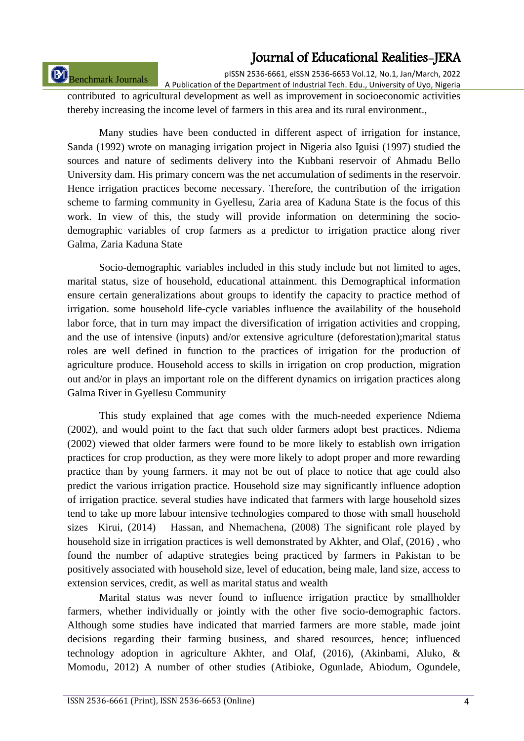contributed to agricultural development as well as improvement in socioeconomic activities thereby increasing the income level of farmers in this area and its rural environment.,

Many studies have been conducted in different aspect of irrigation for instance, Sanda (1992) wrote on managing irrigation project in Nigeria also Iguisi (1997) studied the sources and nature of sediments delivery into the Kubbani reservoir of Ahmadu Bello University dam. His primary concern was the net accumulation of sediments in the reservoir. Hence irrigation practices become necessary. Therefore, the contribution of the irrigation scheme to farming community in Gyellesu, Zaria area of Kaduna State is the focus of this work. In view of this, the study will provide information on determining the socio-demographic variables of crop farmers as a predictor to irrigation practice along river Galma, Zaria Kaduna State

Socio-demographic variables included in this study include but not limited to ages, marital status, size of household, educational attainment. this Demographical information ensure certain generalizations about groups to identify the capacity to practice method of irrigation. some household life-cycle variables influence the availability of the household labor force, that in turn may impact the diversification of irrigation activities and cropping, and the use of intensive (inputs) and/or extensive agriculture (deforestation);marital status roles are well defined in function to the practices of irrigation for the production of agriculture produce. Household access to skills in irrigation on crop production, migration out and/or in plays an important role on the different dynamics on irrigation practices along Galma River in Gyellesu Community

This study explained that age comes with the much-needed experience Ndiema (2002), and would point to the fact that such older farmers adopt best practices. Ndiema (2002) viewed that older farmers were found to be more likely to establish own irrigation practices for crop production, as they were more likely to adopt proper and more rewarding practice than by young farmers. it may not be out of place to notice that age could also predict the various irrigation practice. Household size may significantly influence adoption of irrigation practice. several studies have indicated that farmers with large household sizes tend to take up more labour intensive technologies compared to those with small household sizes Kirui, (2014) Hassan, and Nhemachena, (2008) The significant role played by household size in irrigation practices is well demonstrated by Akhter, and Olaf, (2016) , who found the number of adaptive strategies being practiced by farmers in Pakistan to be positively associated with household size, level of education, being male, land size, access to extension services, credit, as well as marital status and wealth

Marital status was never found to influence irrigation practice by smallholder farmers, whether individually or jointly with the other five socio-demographic factors. Although some studies have indicated that married farmers are more stable, made joint decisions regarding their farming business, and shared resources, hence; influenced technology adoption in agriculture Akhter, and Olaf, (2016), (Akinbami, Aluko, & Momodu, 2012) A number of other studies (Atibioke, Ogunlade, Abiodum, Ogundele,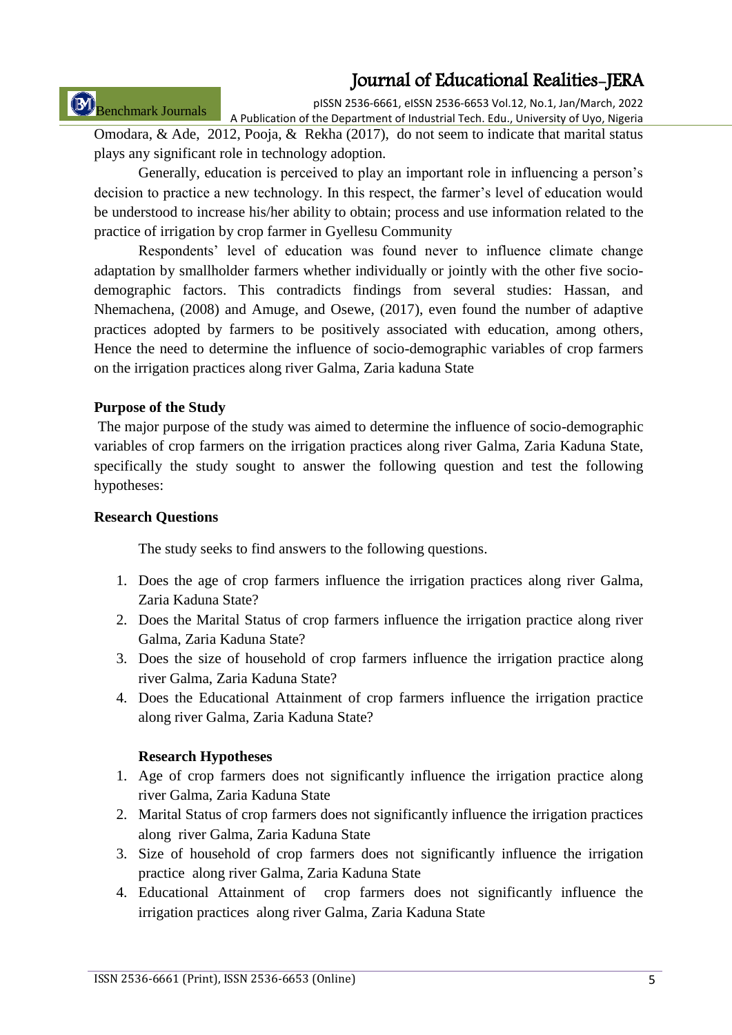Omodara, & Ade, 2012, Pooja, & Rekha (2017), do not seem to indicate that marital status plays any significant role in technology adoption.

Generally, education is perceived to play an important role in influencing a person's decision to practice a new technology. In this respect, the farmer's level of education would be understood to increase his/her ability to obtain; process and use information related to the practice of irrigation by crop farmer in Gyellesu Community

Respondents' level of education was found never to influence climate change adaptation by smallholder farmers whether individually or jointly with the other five socio-demographic factors. This contradicts findings from several studies: Hassan, and Nhemachena, (2008) and Amuge, and Osewe, (2017), even found the number of adaptive practices adopted by farmers to be positively associated with education, among others, Hence the need to determine the influence of socio-demographic variables of crop farmers on the irrigation practices along river Galma, Zaria kaduna State

**Purpose of the Study**

The major purpose of the study was aimed to determine the influence of socio-demographic variables of crop farmers on the irrigation practices along river Galma, Zaria Kaduna State, specifically the study sought to answer the following question and test the following hypotheses:

**Research Questions**

The study seeks to find answers to the following questions.

1. Does the age of crop farmers influence the irrigation practices along river Galma, Zaria Kaduna State?
2. Does the Marital Status of crop farmers influence the irrigation practice along river Galma, Zaria Kaduna State?
3. Does the size of household of crop farmers influence the irrigation practice along river Galma, Zaria Kaduna State?
4. Does the Educational Attainment of crop farmers influence the irrigation practice along river Galma, Zaria Kaduna State?

**Research Hypotheses**

1. Age of crop farmers does not significantly influence the irrigation practice along river Galma, Zaria Kaduna State
2. Marital Status of crop farmers does not significantly influence the irrigation practices along river Galma, Zaria Kaduna State
3. Size of household of crop farmers does not significantly influence the irrigation practice along river Galma, Zaria Kaduna State
4. Educational Attainment of crop farmers does not significantly influence the irrigation practices along river Galma, Zaria Kaduna State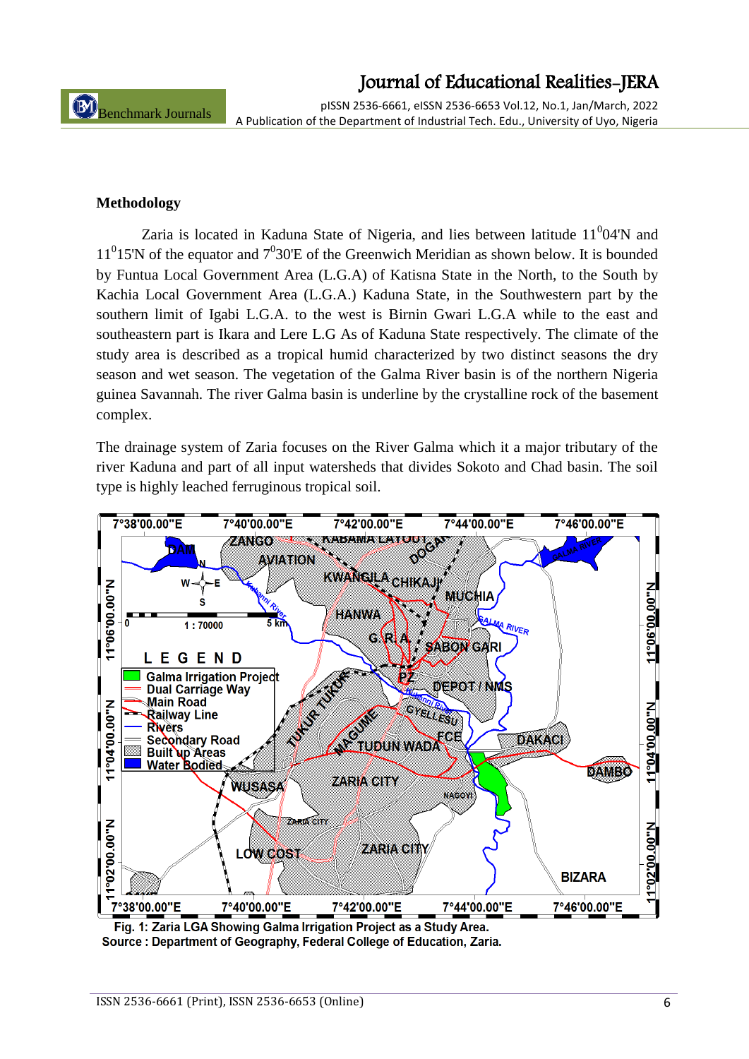## Methodology

Zaria is located in Kaduna State of Nigeria, and lies between latitude $11^0$04'N and $11^0$15'N of the equator and $7^0$30'E of the Greenwich Meridian as shown below. It is bounded by Funtua Local Government Area (L.G.A) of Katisna State in the North, to the South by Kachia Local Government Area (L.G.A.) Kaduna State, in the Southwestern part by the southern limit of Igabi L.G.A. to the west is Birnin Gwari L.G.A while to the east and southeastern part is Ikara and Lere L.G As of Kaduna State respectively. The climate of the study area is described as a tropical humid characterized by two distinct seasons the dry season and wet season. The vegetation of the Galma River basin is of the northern Nigeria guinea Savannah. The river Galma basin is underline by the crystalline rock of the basement complex.

The drainage system of Zaria focuses on the River Galma which it a major tributary of the river Kaduna and part of all input watersheds that divides Sokoto and Chad basin. The soil type is highly leached ferruginous tropical soil.

Fig. 1: Zaria LGA Showing Galma Irrigation Project as a Study Area.
Source : Department of Geography, Federal College of Education, Zaria.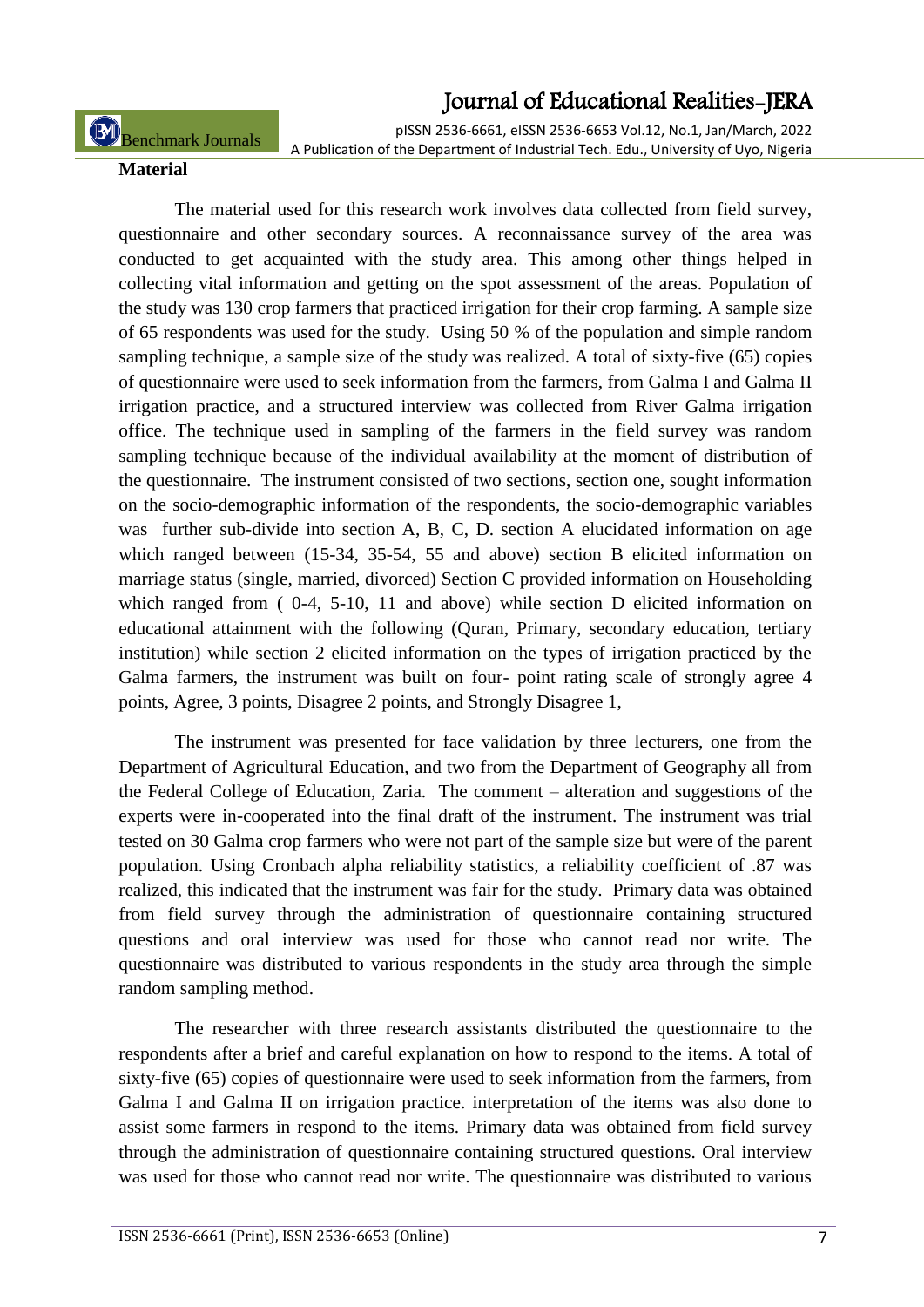**Material**

The material used for this research work involves data collected from field survey, questionnaire and other secondary sources. A reconnaissance survey of the area was conducted to get acquainted with the study area. This among other things helped in collecting vital information and getting on the spot assessment of the areas. Population of the study was 130 crop farmers that practiced irrigation for their crop farming. A sample size of 65 respondents was used for the study. Using 50 % of the population and simple random sampling technique, a sample size of the study was realized. A total of sixty-five (65) copies of questionnaire were used to seek information from the farmers, from Galma I and Galma II irrigation practice, and a structured interview was collected from River Galma irrigation office. The technique used in sampling of the farmers in the field survey was random sampling technique because of the individual availability at the moment of distribution of the questionnaire. The instrument consisted of two sections, section one, sought information on the socio-demographic information of the respondents, the socio-demographic variables was further sub-divide into section A, B, C, D. section A elucidated information on age which ranged between (15-34, 35-54, 55 and above) section B elicited information on marriage status (single, married, divorced) Section C provided information on Householding which ranged from ( 0-4, 5-10, 11 and above) while section D elicited information on educational attainment with the following (Quran, Primary, secondary education, tertiary institution) while section 2 elicited information on the types of irrigation practiced by the Galma farmers, the instrument was built on four- point rating scale of strongly agree 4 points, Agree, 3 points, Disagree 2 points, and Strongly Disagree 1,

The instrument was presented for face validation by three lecturers, one from the Department of Agricultural Education, and two from the Department of Geography all from the Federal College of Education, Zaria. The comment – alteration and suggestions of the experts were in-cooperated into the final draft of the instrument. The instrument was trial tested on 30 Galma crop farmers who were not part of the sample size but were of the parent population. Using Cronbach alpha reliability statistics, a reliability coefficient of .87 was realized, this indicated that the instrument was fair for the study. Primary data was obtained from field survey through the administration of questionnaire containing structured questions and oral interview was used for those who cannot read nor write. The questionnaire was distributed to various respondents in the study area through the simple random sampling method.

The researcher with three research assistants distributed the questionnaire to the respondents after a brief and careful explanation on how to respond to the items. A total of sixty-five (65) copies of questionnaire were used to seek information from the farmers, from Galma I and Galma II on irrigation practice. interpretation of the items was also done to assist some farmers in respond to the items. Primary data was obtained from field survey through the administration of questionnaire containing structured questions. Oral interview was used for those who cannot read nor write. The questionnaire was distributed to various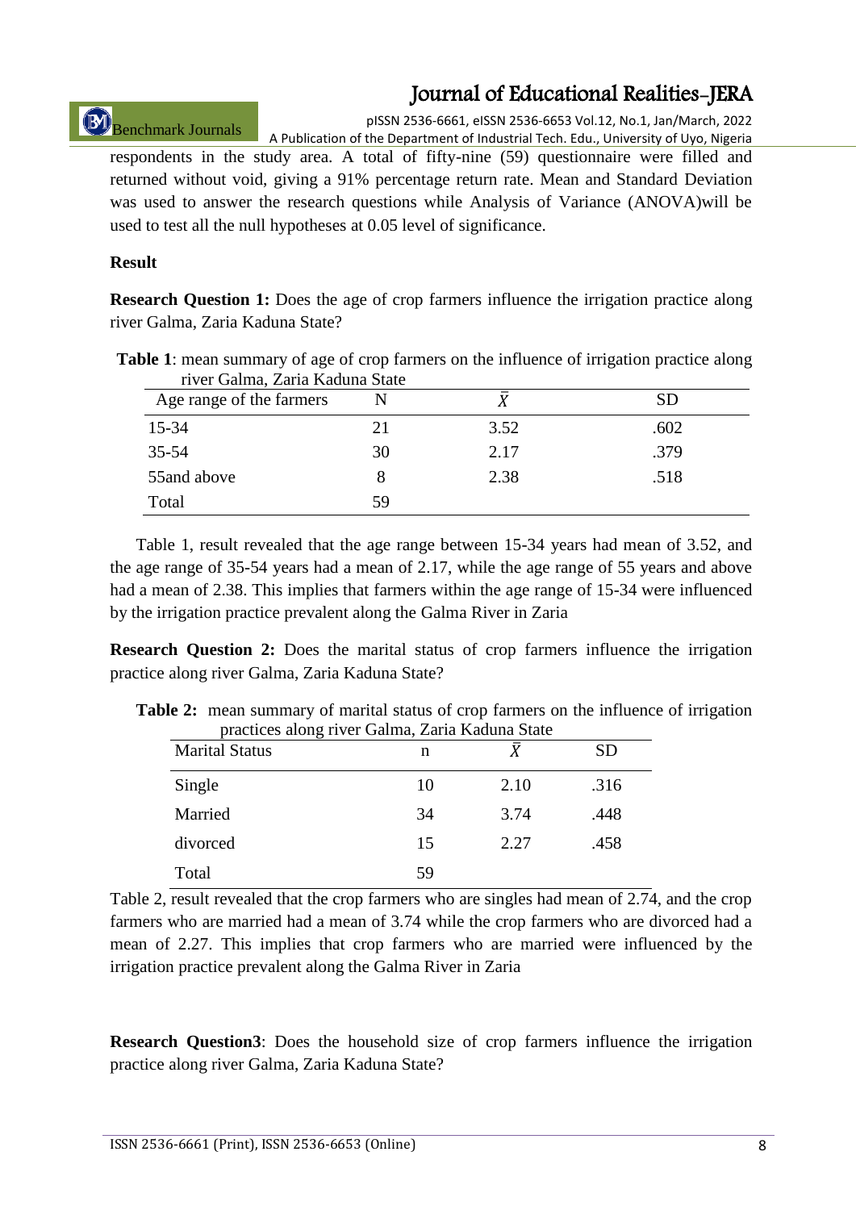respondents in the study area. A total of fifty-nine (59) questionnaire were filled and returned without void, giving a 91% percentage return rate. Mean and Standard Deviation was used to answer the research questions while Analysis of Variance (ANOVA)will be used to test all the null hypotheses at 0.05 level of significance.

## Result

**Research Question 1:** Does the age of crop farmers influence the irrigation practice along river Galma, Zaria Kaduna State?

**Table 1**: mean summary of age of crop farmers on the influence of irrigation practice along river Galma, Zaria Kaduna State

| Age range of the farmers | N | $\bar{X}$ | SD |
|---|---|---|---|
| 15-34 | 21 | 3.52 | .602 |
| 35-54 | 30 | 2.17 | .379 |
| 55and above | 8 | 2.38 | .518 |
| Total | 59 | | |

Table 1, result revealed that the age range between 15-34 years had mean of 3.52, and the age range of 35-54 years had a mean of 2.17, while the age range of 55 years and above had a mean of 2.38. This implies that farmers within the age range of 15-34 were influenced by the irrigation practice prevalent along the Galma River in Zaria

**Research Question 2:** Does the marital status of crop farmers influence the irrigation practice along river Galma, Zaria Kaduna State?

**Table 2:** mean summary of marital status of crop farmers on the influence of irrigation practices along river Galma, Zaria Kaduna State

| Marital Status | n | $\bar{X}$ | SD |
|---|---|---|---|
| Single | 10 | 2.10 | .316 |
| Married | 34 | 3.74 | .448 |
| divorced | 15 | 2.27 | .458 |
| Total | 59 | | |

Table 2, result revealed that the crop farmers who are singles had mean of 2.74, and the crop farmers who are married had a mean of 3.74 while the crop farmers who are divorced had a mean of 2.27. This implies that crop farmers who are married were influenced by the irrigation practice prevalent along the Galma River in Zaria

**Research Question3**: Does the household size of crop farmers influence the irrigation practice along river Galma, Zaria Kaduna State?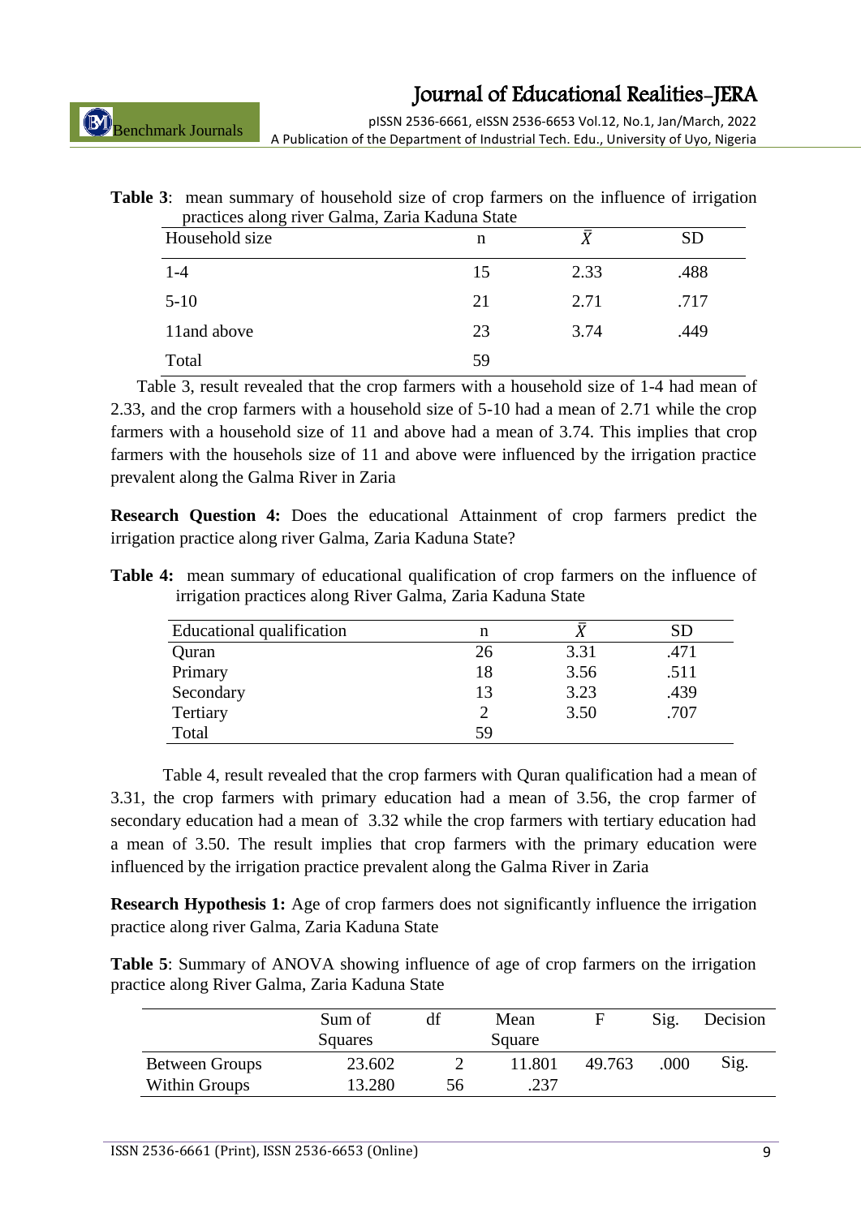**Table 3**: mean summary of household size of crop farmers on the influence of irrigation practices along river Galma, Zaria Kaduna State

| Household size | n | $\bar{X}$ | SD |
|---|---|---|---|
| 1-4 | 15 | 2.33 | .488 |
| 5-10 | 21 | 2.71 | .717 |
| 11and above | 23 | 3.74 | .449 |
| Total | 59 | | |

Table 3, result revealed that the crop farmers with a household size of 1-4 had mean of 2.33, and the crop farmers with a household size of 5-10 had a mean of 2.71 while the crop farmers with a household size of 11 and above had a mean of 3.74. This implies that crop farmers with the househols size of 11 and above were influenced by the irrigation practice prevalent along the Galma River in Zaria

**Research Question 4:** Does the educational Attainment of crop farmers predict the irrigation practice along river Galma, Zaria Kaduna State?

**Table 4:** mean summary of educational qualification of crop farmers on the influence of irrigation practices along River Galma, Zaria Kaduna State

| Educational qualification | n | $\bar{X}$ | SD |
|---|---|---|---|
| Quran | 26 | 3.31 | .471 |
| Primary | 18 | 3.56 | .511 |
| Secondary | 13 | 3.23 | .439 |
| Tertiary | 2 | 3.50 | .707 |
| Total | 59 | | |

Table 4, result revealed that the crop farmers with Quran qualification had a mean of 3.31, the crop farmers with primary education had a mean of 3.56, the crop farmer of secondary education had a mean of 3.32 while the crop farmers with tertiary education had a mean of 3.50. The result implies that crop farmers with the primary education were influenced by the irrigation practice prevalent along the Galma River in Zaria

**Research Hypothesis 1:** Age of crop farmers does not significantly influence the irrigation practice along river Galma, Zaria Kaduna State

**Table 5**: Summary of ANOVA showing influence of age of crop farmers on the irrigation practice along River Galma, Zaria Kaduna State

| | Sum of Squares | df | Mean Square | F | Sig. | Decision |
|---|---|---|---|---|---|---|
| Between Groups | 23.602 | 2 | 11.801 | 49.763 | .000 | Sig. |
| Within Groups | 13.280 | 56 | .237 | | | |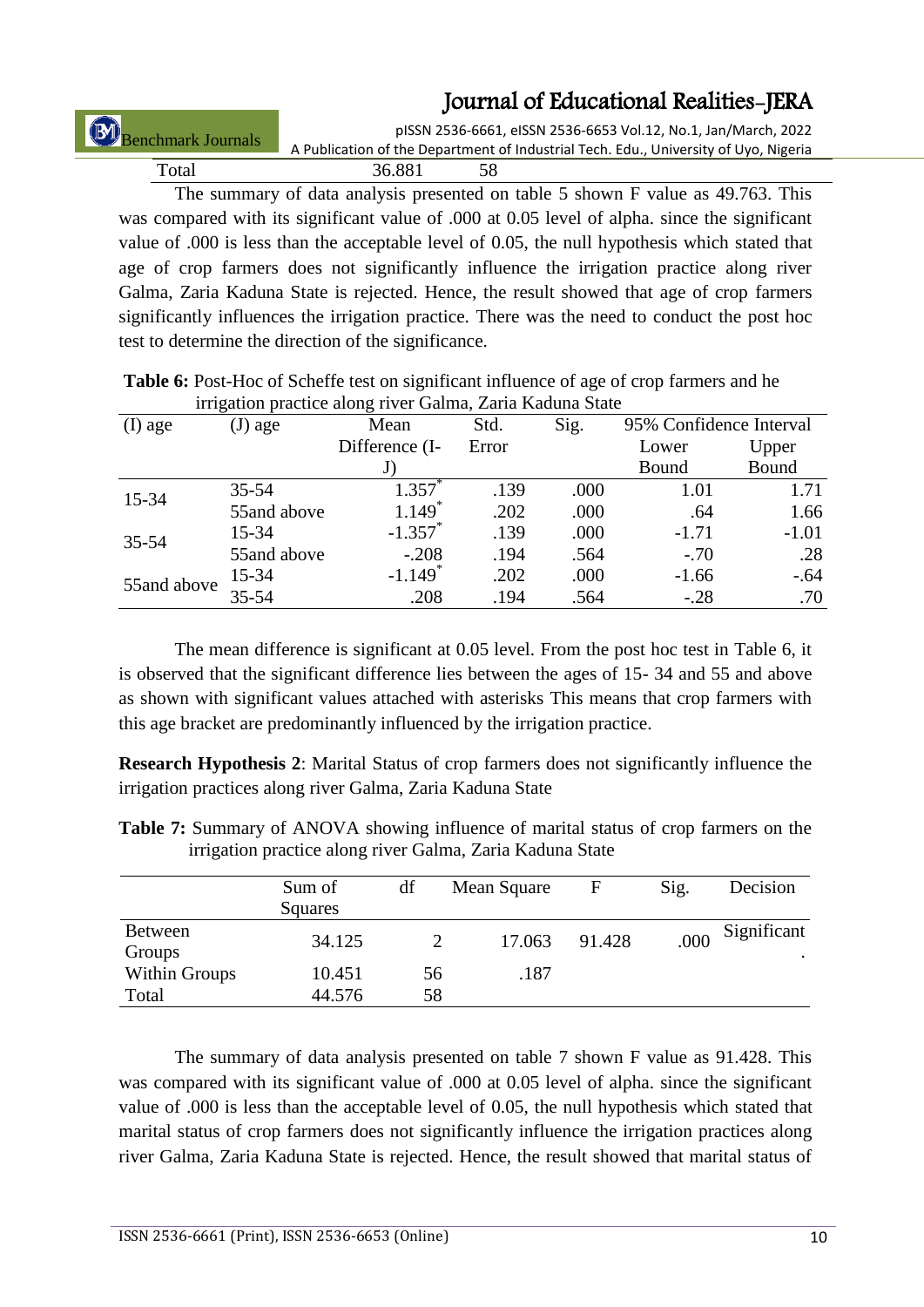| Total | 36.881 | 58 |
|---|---|---|

The summary of data analysis presented on table 5 shown F value as 49.763. This was compared with its significant value of .000 at 0.05 level of alpha. since the significant value of .000 is less than the acceptable level of 0.05, the null hypothesis which stated that age of crop farmers does not significantly influence the irrigation practice along river Galma, Zaria Kaduna State is rejected. Hence, the result showed that age of crop farmers significantly influences the irrigation practice. There was the need to conduct the post hoc test to determine the direction of the significance.

**Table 6:** Post-Hoc of Scheffe test on significant influence of age of crop farmers and he irrigation practice along river Galma, Zaria Kaduna State

| (I) age | (J) age | Mean Difference (I-J) | Std. Error | Sig. | 95% Confidence Interval | |
|---|---|---|---|---|---|---|
| | | | | | Lower Bound | Upper Bound |
| 15-34 | 35-54 | 1.357* | .139 | .000 | 1.01 | 1.71 |
| | 55and above | 1.149* | .202 | .000 | .64 | 1.66 |
| 35-54 | 15-34 | -1.357* | .139 | .000 | -1.71 | -1.01 |
| | 55and above | -.208 | .194 | .564 | -.70 | .28 |
| 55and above | 15-34 | -1.149* | .202 | .000 | -1.66 | -.64 |
| | 35-54 | .208 | .194 | .564 | -.28 | .70 |

The mean difference is significant at 0.05 level. From the post hoc test in Table 6, it is observed that the significant difference lies between the ages of 15- 34 and 55 and above as shown with significant values attached with asterisks This means that crop farmers with this age bracket are predominantly influenced by the irrigation practice.

**Research Hypothesis 2**: Marital Status of crop farmers does not significantly influence the irrigation practices along river Galma, Zaria Kaduna State

**Table 7:** Summary of ANOVA showing influence of marital status of crop farmers on the irrigation practice along river Galma, Zaria Kaduna State

| | Sum of Squares | df | Mean Square | F | Sig. | Decision |
|---|---|---|---|---|---|---|
| Between Groups | 34.125 | 2 | 17.063 | 91.428 | .000 | Significant. |
| Within Groups | 10.451 | 56 | .187 | | | |
| Total | 44.576 | 58 | | | | |

The summary of data analysis presented on table 7 shown F value as 91.428. This was compared with its significant value of .000 at 0.05 level of alpha. since the significant value of .000 is less than the acceptable level of 0.05, the null hypothesis which stated that marital status of crop farmers does not significantly influence the irrigation practices along river Galma, Zaria Kaduna State is rejected. Hence, the result showed that marital status of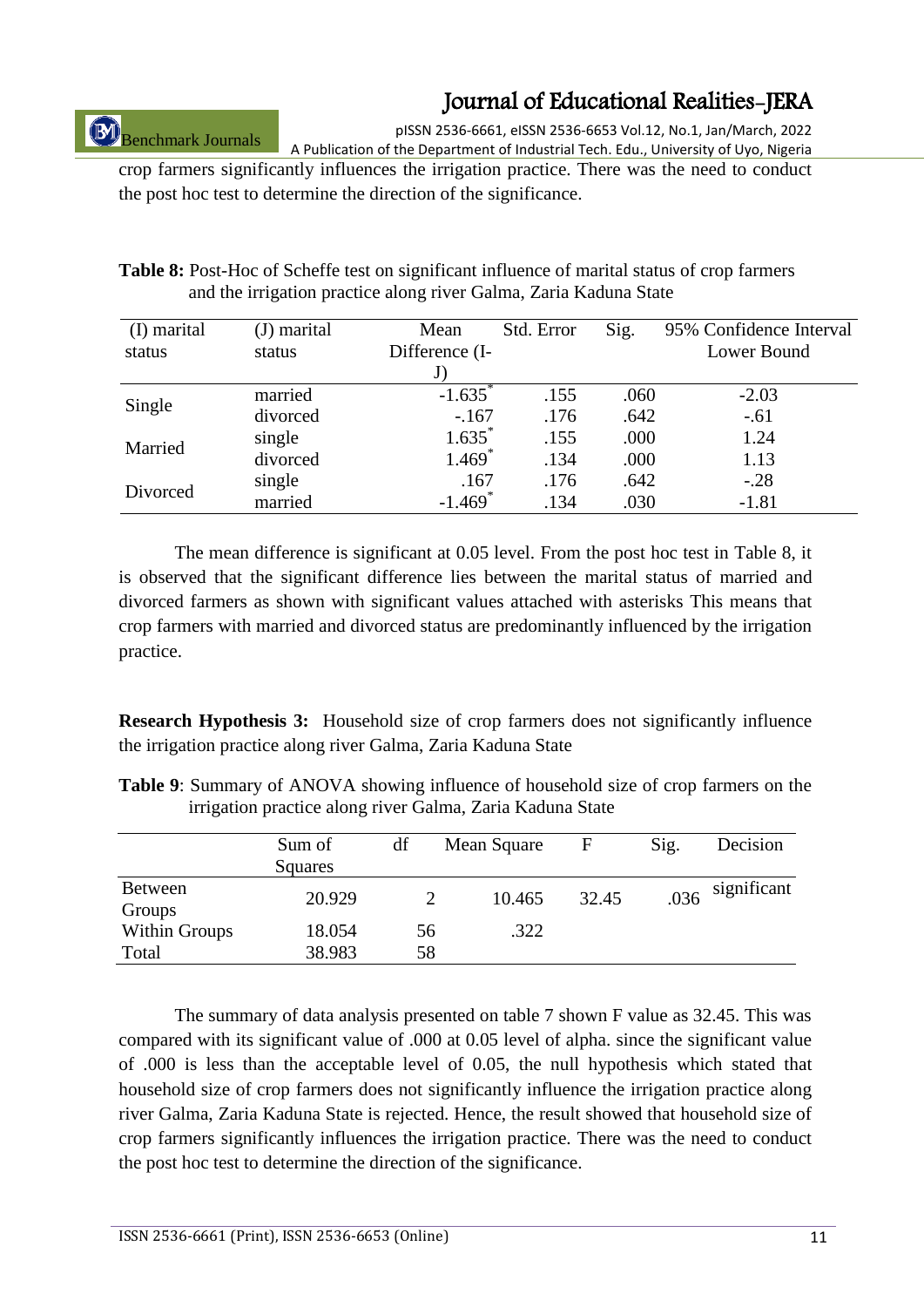crop farmers significantly influences the irrigation practice. There was the need to conduct the post hoc test to determine the direction of the significance.

**Table 8:** Post-Hoc of Scheffe test on significant influence of marital status of crop farmers and the irrigation practice along river Galma, Zaria Kaduna State

| (I) marital status | (J) marital status | Mean Difference (I-J) | Std. Error | Sig. | 95% Confidence Interval Lower Bound |
|---|---|---|---|---|---|
| Single | married | -1.635* | .155 | .060 | -2.03 |
| | divorced | -.167 | .176 | .642 | -.61 |
| Married | single | 1.635* | .155 | .000 | 1.24 |
| | divorced | 1.469* | .134 | .000 | 1.13 |
| Divorced | single | .167 | .176 | .642 | -.28 |
| | married | -1.469* | .134 | .030 | -1.81 |

The mean difference is significant at 0.05 level. From the post hoc test in Table 8, it is observed that the significant difference lies between the marital status of married and divorced farmers as shown with significant values attached with asterisks This means that crop farmers with married and divorced status are predominantly influenced by the irrigation practice.

**Research Hypothesis 3:** Household size of crop farmers does not significantly influence the irrigation practice along river Galma, Zaria Kaduna State

**Table 9**: Summary of ANOVA showing influence of household size of crop farmers on the irrigation practice along river Galma, Zaria Kaduna State

| | Sum of Squares | df | Mean Square | F | Sig. | Decision |
|---|---|---|---|---|---|---|
| Between Groups | 20.929 | 2 | 10.465 | 32.45 | .036 | significant |
| Within Groups | 18.054 | 56 | .322 | | | |
| Total | 38.983 | 58 | | | | |

The summary of data analysis presented on table 7 shown F value as 32.45. This was compared with its significant value of .000 at 0.05 level of alpha. since the significant value of .000 is less than the acceptable level of 0.05, the null hypothesis which stated that household size of crop farmers does not significantly influence the irrigation practice along river Galma, Zaria Kaduna State is rejected. Hence, the result showed that household size of crop farmers significantly influences the irrigation practice. There was the need to conduct the post hoc test to determine the direction of the significance.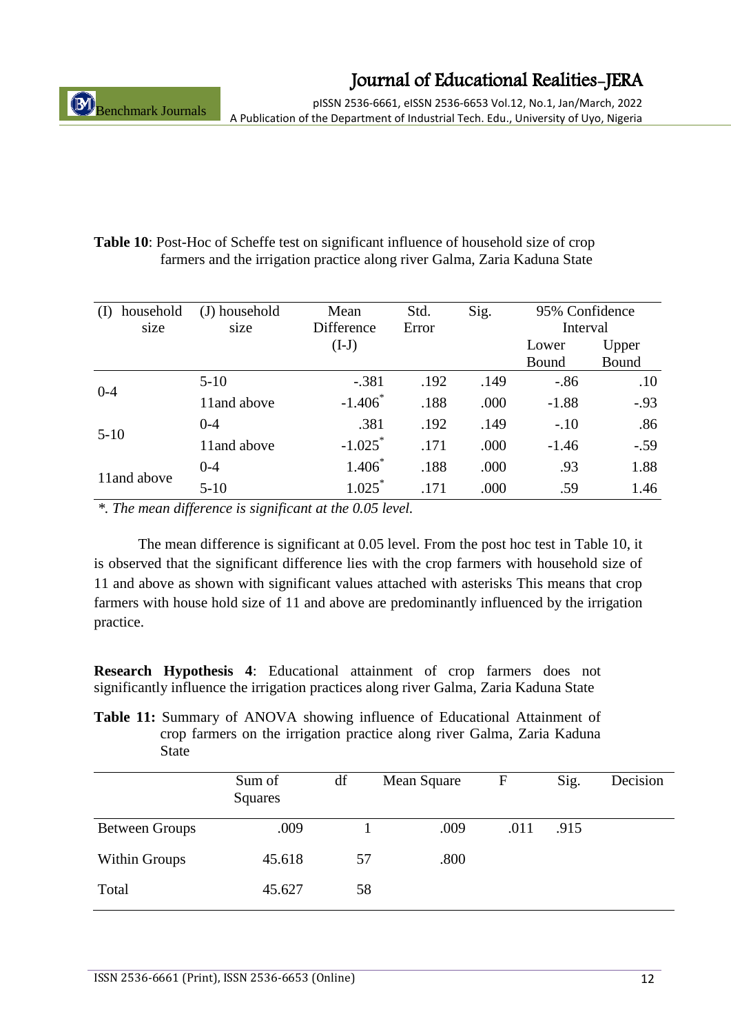**Table 10**: Post-Hoc of Scheffe test on significant influence of household size of crop farmers and the irrigation practice along river Galma, Zaria Kaduna State

| (I) household size | (J) household size | Mean Difference (I-J) | Std. Error | Sig. | 95% Confidence Interval | |
|---|---|---|---|---|---|---|
| | | | | | Lower Bound | Upper Bound |
| 0-4 | 5-10 | -.381 | .192 | .149 | -.86 | .10 |
| | 11and above | -1.406* | .188 | .000 | -1.88 | -.93 |
| 5-10 | 0-4 | .381 | .192 | .149 | -.10 | .86 |
| | 11and above | -1.025* | .171 | .000 | -1.46 | -.59 |
| 11and above | 0-4 | 1.406* | .188 | .000 | .93 | 1.88 |
| | 5-10 | 1.025* | .171 | .000 | .59 | 1.46 |

*\*. The mean difference is significant at the 0.05 level.*

The mean difference is significant at 0.05 level. From the post hoc test in Table 10, it is observed that the significant difference lies with the crop farmers with household size of 11 and above as shown with significant values attached with asterisks This means that crop farmers with house hold size of 11 and above are predominantly influenced by the irrigation practice.

**Research Hypothesis 4**: Educational attainment of crop farmers does not significantly influence the irrigation practices along river Galma, Zaria Kaduna State

**Table 11:** Summary of ANOVA showing influence of Educational Attainment of crop farmers on the irrigation practice along river Galma, Zaria Kaduna State

| | Sum of Squares | df | Mean Square | F | Sig. | Decision |
|---|---|---|---|---|---|---|
| Between Groups | .009 | 1 | .009 | .011 | .915 | |
| Within Groups | 45.618 | 57 | .800 | | | |
| Total | 45.627 | 58 | | | | |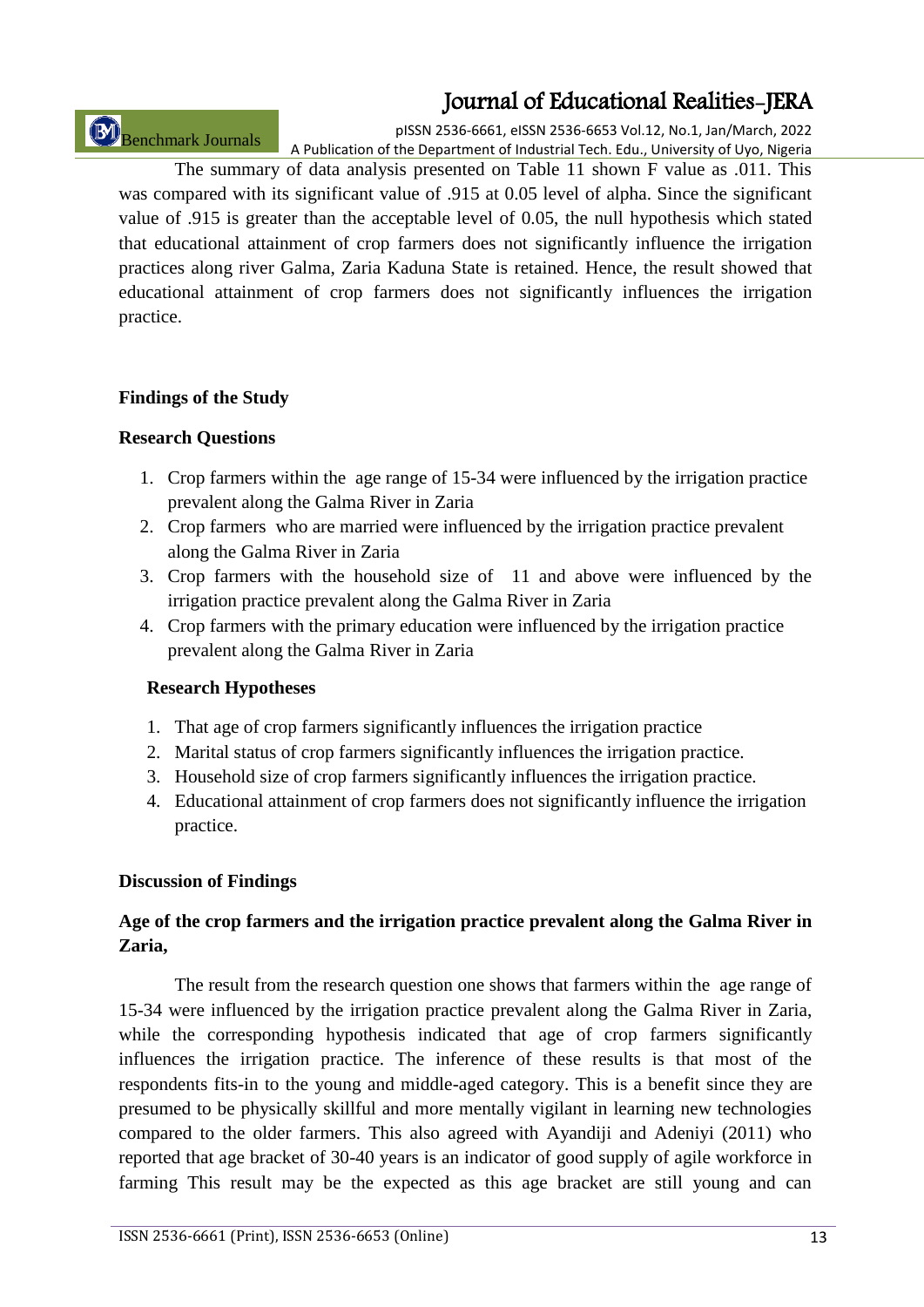The summary of data analysis presented on Table 11 shown F value as .011. This was compared with its significant value of .915 at 0.05 level of alpha. Since the significant value of .915 is greater than the acceptable level of 0.05, the null hypothesis which stated that educational attainment of crop farmers does not significantly influence the irrigation practices along river Galma, Zaria Kaduna State is retained. Hence, the result showed that educational attainment of crop farmers does not significantly influences the irrigation practice.

**Findings of the Study**

**Research Questions**

1. Crop farmers within the age range of 15-34 were influenced by the irrigation practice prevalent along the Galma River in Zaria
2. Crop farmers who are married were influenced by the irrigation practice prevalent along the Galma River in Zaria
3. Crop farmers with the household size of 11 and above were influenced by the irrigation practice prevalent along the Galma River in Zaria
4. Crop farmers with the primary education were influenced by the irrigation practice prevalent along the Galma River in Zaria

**Research Hypotheses**

1. That age of crop farmers significantly influences the irrigation practice
2. Marital status of crop farmers significantly influences the irrigation practice.
3. Household size of crop farmers significantly influences the irrigation practice.
4. Educational attainment of crop farmers does not significantly influence the irrigation practice.

**Discussion of Findings**

**Age of the crop farmers and the irrigation practice prevalent along the Galma River in Zaria,**

The result from the research question one shows that farmers within the age range of 15-34 were influenced by the irrigation practice prevalent along the Galma River in Zaria, while the corresponding hypothesis indicated that age of crop farmers significantly influences the irrigation practice. The inference of these results is that most of the respondents fits-in to the young and middle-aged category. This is a benefit since they are presumed to be physically skillful and more mentally vigilant in learning new technologies compared to the older farmers. This also agreed with Ayandiji and Adeniyi (2011) who reported that age bracket of 30-40 years is an indicator of good supply of agile workforce in farming This result may be the expected as this age bracket are still young and can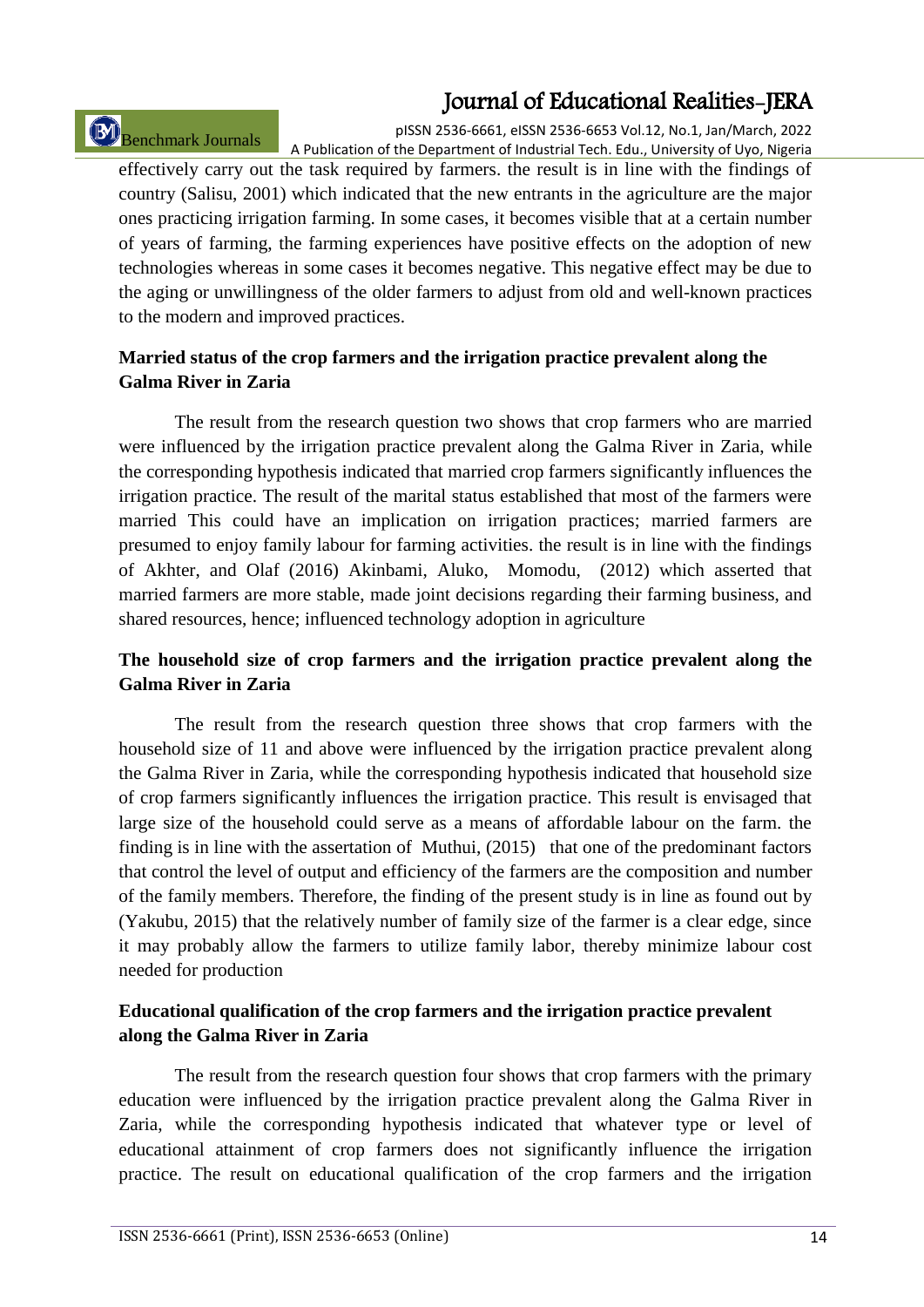effectively carry out the task required by farmers. the result is in line with the findings of country (Salisu, 2001) which indicated that the new entrants in the agriculture are the major ones practicing irrigation farming. In some cases, it becomes visible that at a certain number of years of farming, the farming experiences have positive effects on the adoption of new technologies whereas in some cases it becomes negative. This negative effect may be due to the aging or unwillingness of the older farmers to adjust from old and well-known practices to the modern and improved practices.

**Married status of the crop farmers and the irrigation practice prevalent along the Galma River in Zaria**

The result from the research question two shows that crop farmers who are married were influenced by the irrigation practice prevalent along the Galma River in Zaria, while the corresponding hypothesis indicated that married crop farmers significantly influences the irrigation practice. The result of the marital status established that most of the farmers were married This could have an implication on irrigation practices; married farmers are presumed to enjoy family labour for farming activities. the result is in line with the findings of Akhter, and Olaf (2016) Akinbami, Aluko, Momodu, (2012) which asserted that married farmers are more stable, made joint decisions regarding their farming business, and shared resources, hence; influenced technology adoption in agriculture

**The household size of crop farmers and the irrigation practice prevalent along the Galma River in Zaria**

The result from the research question three shows that crop farmers with the household size of 11 and above were influenced by the irrigation practice prevalent along the Galma River in Zaria, while the corresponding hypothesis indicated that household size of crop farmers significantly influences the irrigation practice. This result is envisaged that large size of the household could serve as a means of affordable labour on the farm. the finding is in line with the assertation of Muthui, (2015) that one of the predominant factors that control the level of output and efficiency of the farmers are the composition and number of the family members. Therefore, the finding of the present study is in line as found out by (Yakubu, 2015) that the relatively number of family size of the farmer is a clear edge, since it may probably allow the farmers to utilize family labor, thereby minimize labour cost needed for production

**Educational qualification of the crop farmers and the irrigation practice prevalent along the Galma River in Zaria**

The result from the research question four shows that crop farmers with the primary education were influenced by the irrigation practice prevalent along the Galma River in Zaria, while the corresponding hypothesis indicated that whatever type or level of educational attainment of crop farmers does not significantly influence the irrigation practice. The result on educational qualification of the crop farmers and the irrigation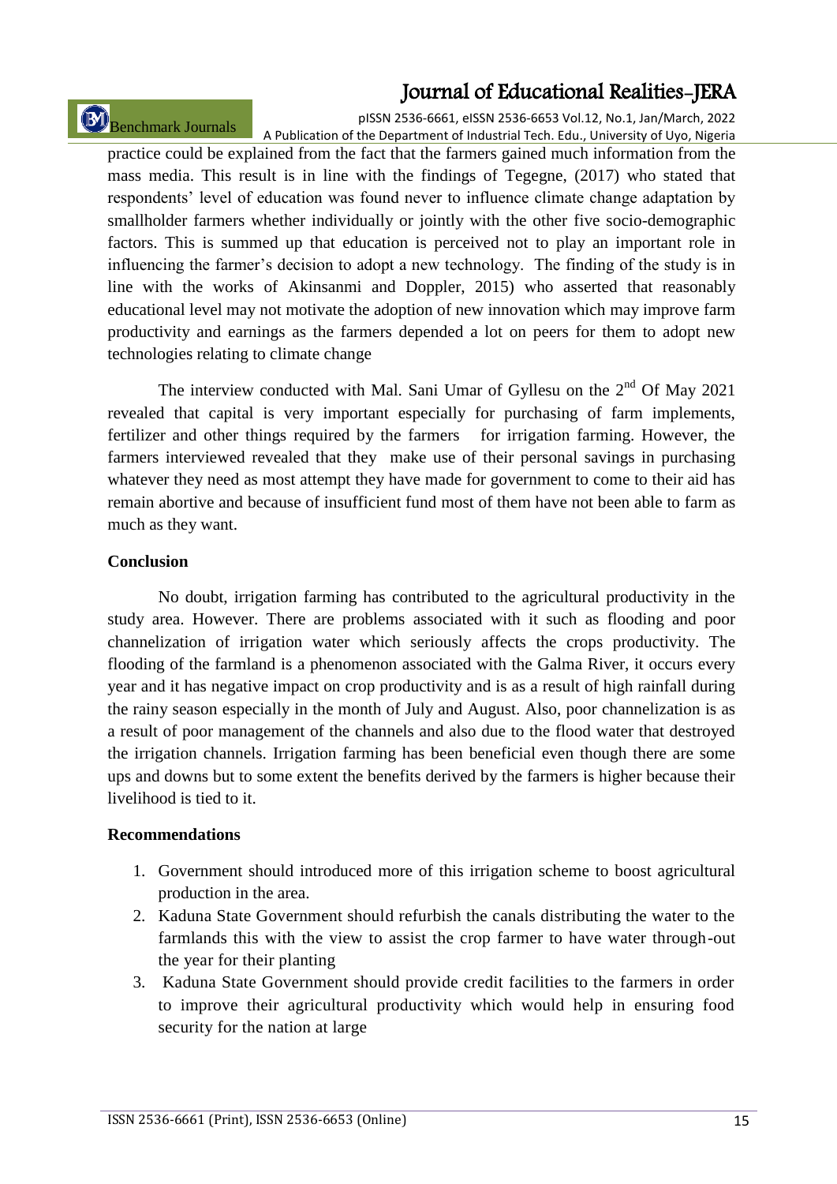practice could be explained from the fact that the farmers gained much information from the mass media. This result is in line with the findings of Tegegne, (2017) who stated that respondents' level of education was found never to influence climate change adaptation by smallholder farmers whether individually or jointly with the other five socio-demographic factors. This is summed up that education is perceived not to play an important role in influencing the farmer's decision to adopt a new technology. The finding of the study is in line with the works of Akinsanmi and Doppler, 2015) who asserted that reasonably educational level may not motivate the adoption of new innovation which may improve farm productivity and earnings as the farmers depended a lot on peers for them to adopt new technologies relating to climate change

The interview conducted with Mal. Sani Umar of Gyllesu on the 2nd Of May 2021 revealed that capital is very important especially for purchasing of farm implements, fertilizer and other things required by the farmers for irrigation farming. However, the farmers interviewed revealed that they make use of their personal savings in purchasing whatever they need as most attempt they have made for government to come to their aid has remain abortive and because of insufficient fund most of them have not been able to farm as much as they want.

**Conclusion**

No doubt, irrigation farming has contributed to the agricultural productivity in the study area. However. There are problems associated with it such as flooding and poor channelization of irrigation water which seriously affects the crops productivity. The flooding of the farmland is a phenomenon associated with the Galma River, it occurs every year and it has negative impact on crop productivity and is as a result of high rainfall during the rainy season especially in the month of July and August. Also, poor channelization is as a result of poor management of the channels and also due to the flood water that destroyed the irrigation channels. Irrigation farming has been beneficial even though there are some ups and downs but to some extent the benefits derived by the farmers is higher because their livelihood is tied to it.

**Recommendations**

1. Government should introduced more of this irrigation scheme to boost agricultural production in the area.
2. Kaduna State Government should refurbish the canals distributing the water to the farmlands this with the view to assist the crop farmer to have water through-out the year for their planting
3. Kaduna State Government should provide credit facilities to the farmers in order to improve their agricultural productivity which would help in ensuring food security for the nation at large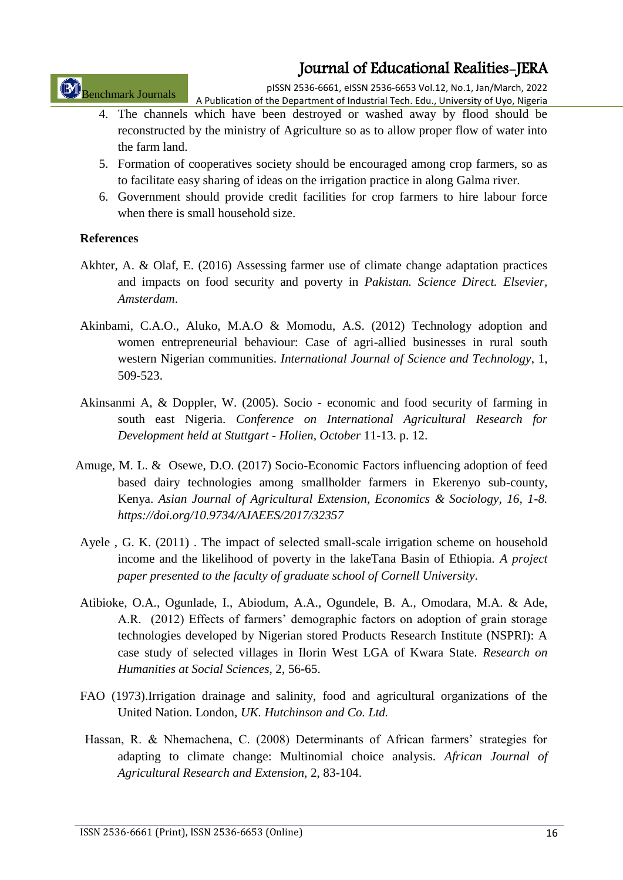4. The channels which have been destroyed or washed away by flood should be reconstructed by the ministry of Agriculture so as to allow proper flow of water into the farm land.
5. Formation of cooperatives society should be encouraged among crop farmers, so as to facilitate easy sharing of ideas on the irrigation practice in along Galma river.
6. Government should provide credit facilities for crop farmers to hire labour force when there is small household size.

## References

Akhter, A. & Olaf, E. (2016) Assessing farmer use of climate change adaptation practices and impacts on food security and poverty in *Pakistan. Science Direct. Elsevier, Amsterdam*.

Akinbami, C.A.O., Aluko, M.A.O & Momodu, A.S. (2012) Technology adoption and women entrepreneurial behaviour: Case of agri-allied businesses in rural south western Nigerian communities. *International Journal of Science and Technology*, 1, 509-523.

Akinsanmi A, & Doppler, W. (2005). Socio - economic and food security of farming in south east Nigeria. *Conference on International Agricultural Research for Development held at Stuttgart - Holien, October* 11-13. p. 12.

Amuge, M. L. & Osewe, D.O. (2017) Socio-Economic Factors influencing adoption of feed based dairy technologies among smallholder farmers in Ekerenyo sub-county, Kenya. *Asian Journal of Agricultural Extension, Economics & Sociology, 16, 1-8. https://doi.org/10.9734/AJAEES/2017/32357*

Ayele , G. K. (2011) . The impact of selected small-scale irrigation scheme on household income and the likelihood of poverty in the lakeTana Basin of Ethiopia. *A project paper presented to the faculty of graduate school of Cornell University*.

Atibioke, O.A., Ogunlade, I., Abiodum, A.A., Ogundele, B. A., Omodara, M.A. & Ade, A.R. (2012) Effects of farmers' demographic factors on adoption of grain storage technologies developed by Nigerian stored Products Research Institute (NSPRI): A case study of selected villages in Ilorin West LGA of Kwara State. *Research on Humanities at Social Sciences*, 2, 56-65.

FAO (1973).Irrigation drainage and salinity, food and agricultural organizations of the United Nation. London, *UK. Hutchinson and Co. Ltd.*

Hassan, R. & Nhemachena, C. (2008) Determinants of African farmers' strategies for adapting to climate change: Multinomial choice analysis. *African Journal of Agricultural Research and Extension,* 2, 83-104.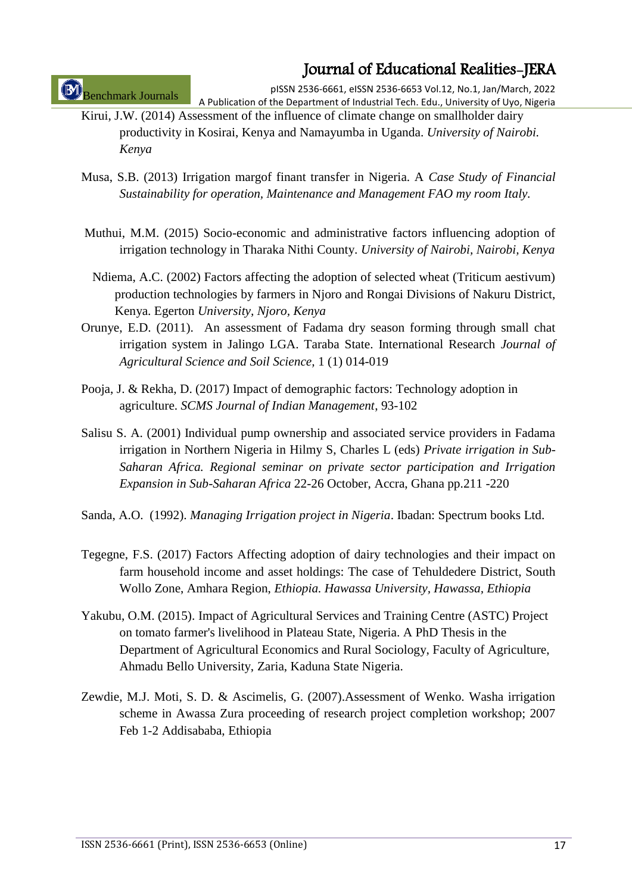Kirui, J.W. (2014) Assessment of the influence of climate change on smallholder dairy productivity in Kosirai, Kenya and Namayumba in Uganda. *University of Nairobi. Kenya*

Musa, S.B. (2013) Irrigation margof finant transfer in Nigeria. A *Case Study of Financial Sustainability for operation, Maintenance and Management FAO my room Italy.*

Muthui, M.M. (2015) Socio-economic and administrative factors influencing adoption of irrigation technology in Tharaka Nithi County. *University of Nairobi, Nairobi, Kenya*

Ndiema, A.C. (2002) Factors affecting the adoption of selected wheat (Triticum aestivum) production technologies by farmers in Njoro and Rongai Divisions of Nakuru District, Kenya. Egerton *University, Njoro, Kenya*

Orunye, E.D. (2011). An assessment of Fadama dry season forming through small chat irrigation system in Jalingo LGA. Taraba State. International Research *Journal of Agricultural Science and Soil Science,* 1 (1) 014-019

Pooja, J. & Rekha, D. (2017) Impact of demographic factors: Technology adoption in agriculture. *SCMS Journal of Indian Management*, 93-102

Salisu S. A. (2001) Individual pump ownership and associated service providers in Fadama irrigation in Northern Nigeria in Hilmy S, Charles L (eds) *Private irrigation in Sub-Saharan Africa. Regional seminar on private sector participation and Irrigation Expansion in Sub-Saharan Africa* 22-26 October, Accra, Ghana pp.211 -220

Sanda, A.O. (1992). *Managing Irrigation project in Nigeria*. Ibadan: Spectrum books Ltd.

Tegegne, F.S. (2017) Factors Affecting adoption of dairy technologies and their impact on farm household income and asset holdings: The case of Tehuldedere District, South Wollo Zone, Amhara Region, *Ethiopia. Hawassa University, Hawassa, Ethiopia*

Yakubu, O.M. (2015). Impact of Agricultural Services and Training Centre (ASTC) Project on tomato farmer's livelihood in Plateau State, Nigeria. A PhD Thesis in the Department of Agricultural Economics and Rural Sociology, Faculty of Agriculture, Ahmadu Bello University, Zaria, Kaduna State Nigeria.

Zewdie, M.J. Moti, S. D. & Ascimelis, G. (2007).Assessment of Wenko. Washa irrigation scheme in Awassa Zura proceeding of research project completion workshop; 2007 Feb 1-2 Addisababa, Ethiopia